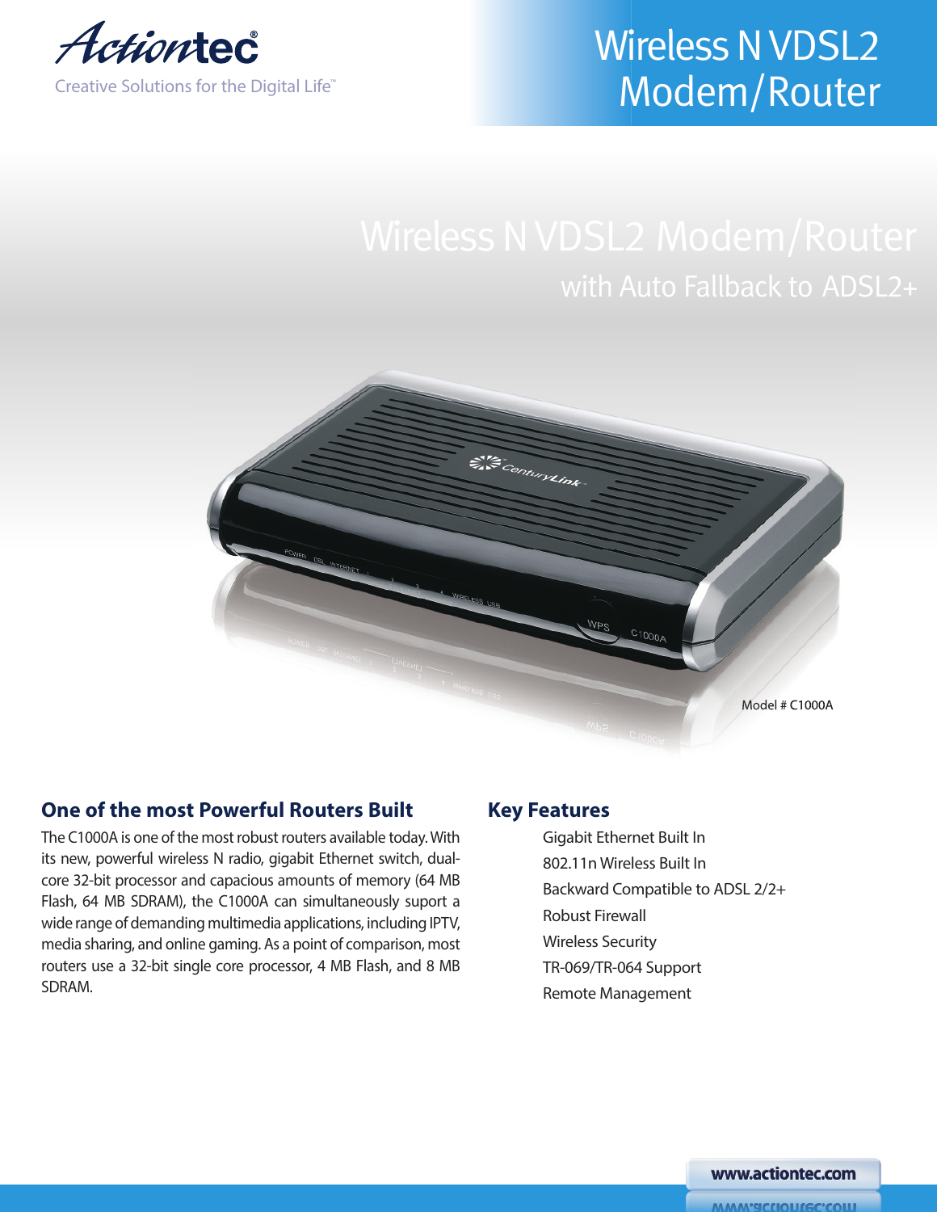Actiontec®

Creative Solutions for the Digital Life™

# Wireless N VDSL2 Modem/Router

## Wireless N VDSL2 Modem/Router

### with Auto Fallback to ADSL2+

Model # C1000A

## One of the most Powerful Routers Built

The C1000A is one of the most robust routers available today. With its new, powerful wireless N radio, gigabit Ethernet switch, dual-core 32-bit processor and capacious amounts of memory (64 MB Flash, 64 MB SDRAM), the C1000A can simultaneously suport a wide range of demanding multimedia applications, including IPTV, media sharing, and online gaming. As a point of comparison, most routers use a 32-bit single core processor, 4 MB Flash, and 8 MB SDRAM.

## Key Features

- Gigabit Ethernet Built In
- 802.11n Wireless Built In
- Backward Compatible to ADSL 2/2+
- Robust Firewall
- Wireless Security
- TR-069/TR-064 Support
- Remote Management

www.actiontec.com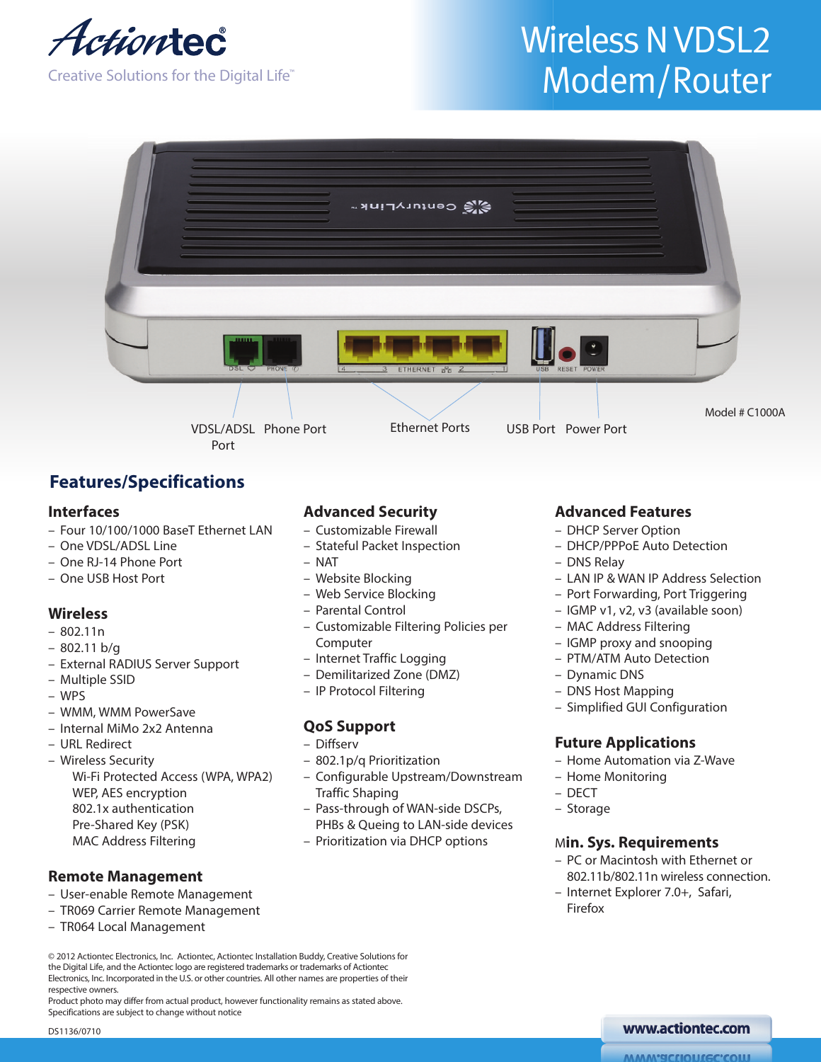Actiontec®

Creative Solutions for the Digital Life™

# Wireless N VDSL2 Modem/Router

VDSL/ADSL Port

Phone Port

Ethernet Ports

USB Port

Power Port

Model # C1000A

## Features/Specifications

### Interfaces

- Four 10/100/1000 BaseT Ethernet LAN
- One VDSL/ADSL Line
- One RJ-14 Phone Port
- One USB Host Port

### Wireless

- 802.11n
- 802.11 b/g
- External RADIUS Server Support
- Multiple SSID
- WPS
- WMM, WMM PowerSave
- Internal MiMo 2x2 Antenna
- URL Redirect
- Wireless Security
  - Wi-Fi Protected Access (WPA, WPA2)
  - WEP, AES encryption
  - 802.1x authentication
  - Pre-Shared Key (PSK)
  - MAC Address Filtering

### Remote Management

- User-enable Remote Management
- TR069 Carrier Remote Management
- TR064 Local Management

### Advanced Security

- Customizable Firewall
- Stateful Packet Inspection
- NAT
- Website Blocking
- Web Service Blocking
- Parental Control
- Customizable Filtering Policies per Computer
- Internet Traffic Logging
- Demilitarized Zone (DMZ)
- IP Protocol Filtering

### QoS Support

- Diffserv
- 802.1p/q Prioritization
- Configurable Upstream/Downstream Traffic Shaping
- Pass-through of WAN-side DSCPs, PHBs & Queing to LAN-side devices
- Prioritization via DHCP options

### Advanced Features

- DHCP Server Option
- DHCP/PPPoE Auto Detection
- DNS Relay
- LAN IP & WAN IP Address Selection
- Port Forwarding, Port Triggering
- IGMP v1, v2, v3 (available soon)
- MAC Address Filtering
- IGMP proxy and snooping
- PTM/ATM Auto Detection
- Dynamic DNS
- DNS Host Mapping
- Simplified GUI Configuration

### Future Applications

- Home Automation via Z-Wave
- Home Monitoring
- DECT
- Storage

### Min. Sys. Requirements

- PC or Macintosh with Ethernet or 802.11b/802.11n wireless connection.
- Internet Explorer 7.0+, Safari, Firefox

© 2012 Actiontec Electronics, Inc. Actiontec, Actiontec Installation Buddy, Creative Solutions for the Digital Life, and the Actiontec logo are registered trademarks or trademarks of Actiontec Electronics, Inc. Incorporated in the U.S. or other countries. All other names are properties of their respective owners.
Product photo may differ from actual product, however functionality remains as stated above.
Specifications are subject to change without notice

DS1136/0710

www.actiontec.com